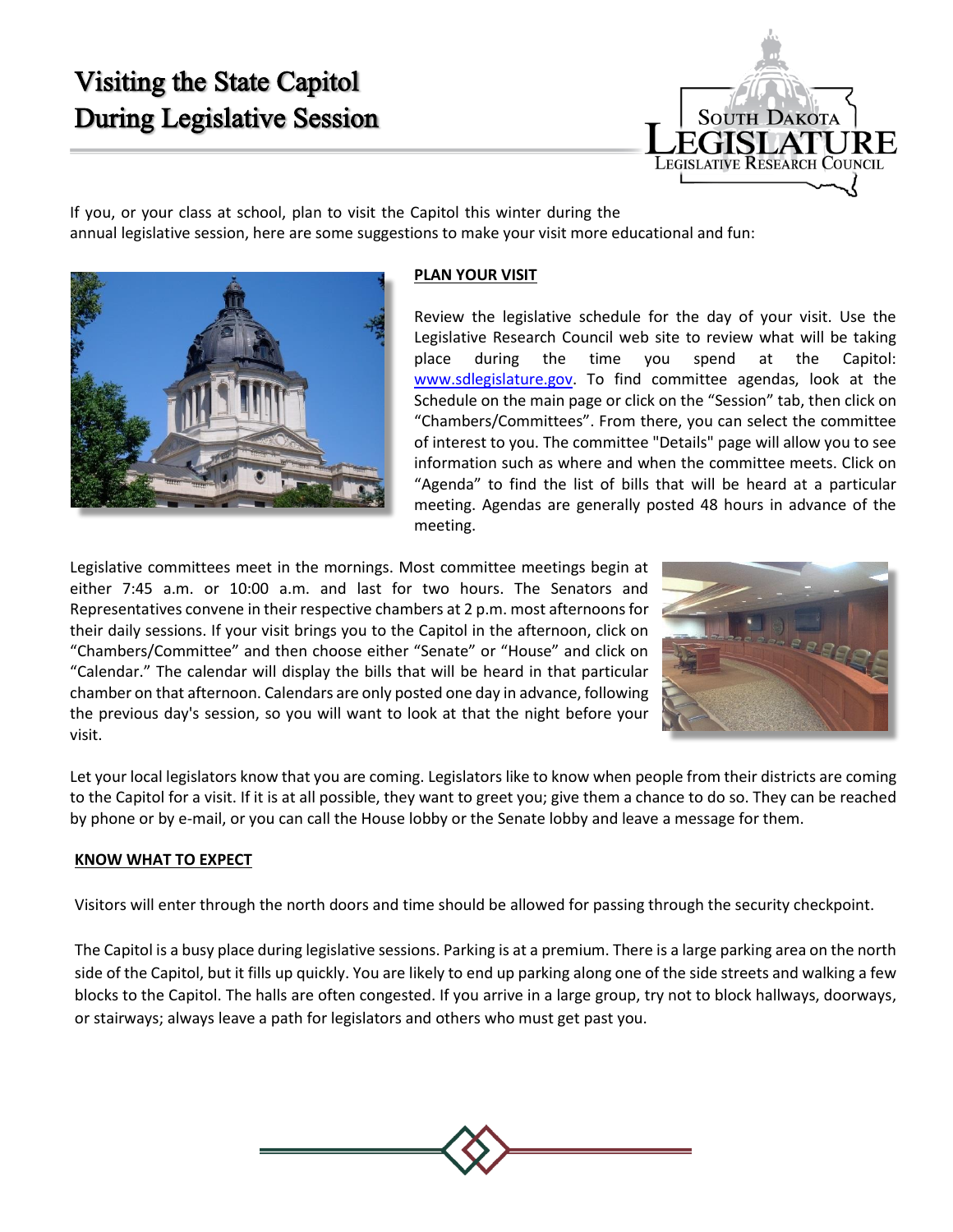# Visiting the State Capitol During Legislative Session

South Dakota Legislature
Legislative Research Council

If you, or your class at school, plan to visit the Capitol this winter during the annual legislative session, here are some suggestions to make your visit more educational and fun:

**PLAN YOUR VISIT**

Review the legislative schedule for the day of your visit. Use the Legislative Research Council web site to review what will be taking place during the time you spend at the Capitol: www.sdlegislature.gov. To find committee agendas, look at the Schedule on the main page or click on the "Session" tab, then click on "Chambers/Committees". From there, you can select the committee of interest to you. The committee "Details" page will allow you to see information such as where and when the committee meets. Click on "Agenda" to find the list of bills that will be heard at a particular meeting. Agendas are generally posted 48 hours in advance of the meeting.

Legislative committees meet in the mornings. Most committee meetings begin at either 7:45 a.m. or 10:00 a.m. and last for two hours. The Senators and Representatives convene in their respective chambers at 2 p.m. most afternoons for their daily sessions. If your visit brings you to the Capitol in the afternoon, click on "Chambers/Committee" and then choose either "Senate" or "House" and click on "Calendar." The calendar will display the bills that will be heard in that particular chamber on that afternoon. Calendars are only posted one day in advance, following the previous day's session, so you will want to look at that the night before your visit.

Let your local legislators know that you are coming. Legislators like to know when people from their districts are coming to the Capitol for a visit. If it is at all possible, they want to greet you; give them a chance to do so. They can be reached by phone or by e-mail, or you can call the House lobby or the Senate lobby and leave a message for them.

**KNOW WHAT TO EXPECT**

Visitors will enter through the north doors and time should be allowed for passing through the security checkpoint.

The Capitol is a busy place during legislative sessions. Parking is at a premium. There is a large parking area on the north side of the Capitol, but it fills up quickly. You are likely to end up parking along one of the side streets and walking a few blocks to the Capitol. The halls are often congested. If you arrive in a large group, try not to block hallways, doorways, or stairways; always leave a path for legislators and others who must get past you.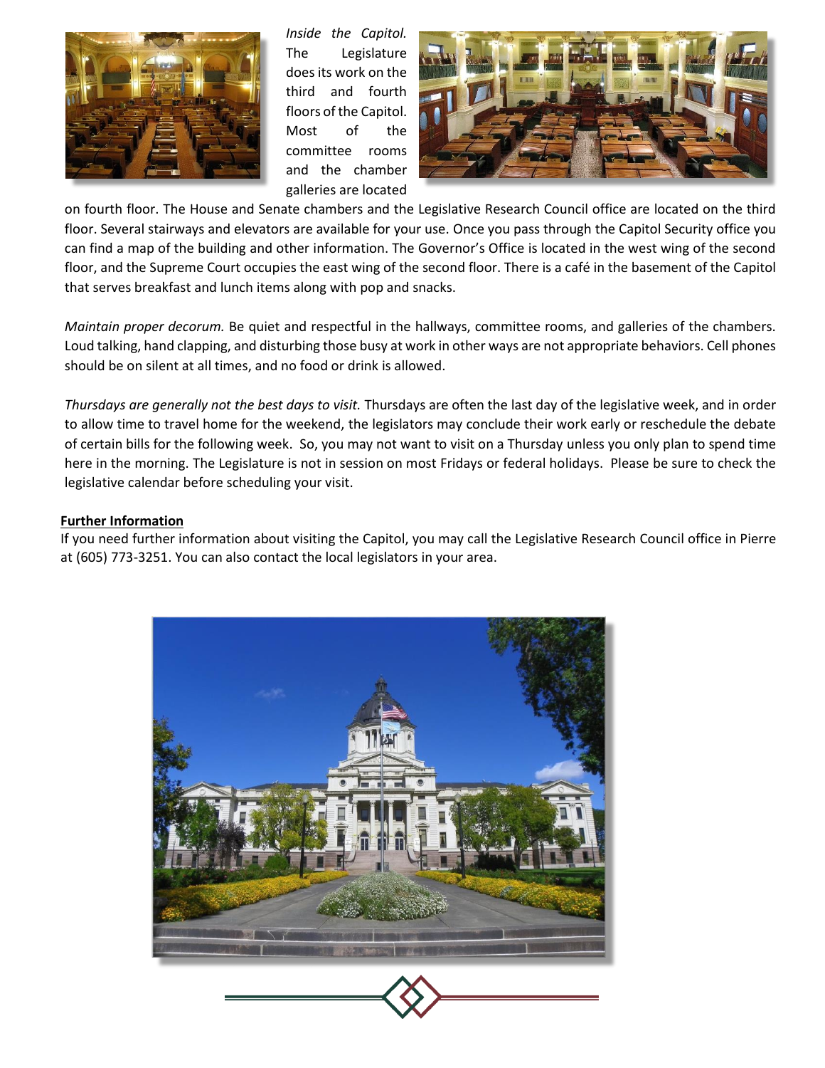*Inside the Capitol.* The Legislature does its work on the third and fourth floors of the Capitol. Most of the committee rooms and the chamber galleries are located on fourth floor. The House and Senate chambers and the Legislative Research Council office are located on the third floor. Several stairways and elevators are available for your use. Once you pass through the Capitol Security office you can find a map of the building and other information. The Governor's Office is located in the west wing of the second floor, and the Supreme Court occupies the east wing of the second floor. There is a café in the basement of the Capitol that serves breakfast and lunch items along with pop and snacks.

*Maintain proper decorum.* Be quiet and respectful in the hallways, committee rooms, and galleries of the chambers. Loud talking, hand clapping, and disturbing those busy at work in other ways are not appropriate behaviors. Cell phones should be on silent at all times, and no food or drink is allowed.

*Thursdays are generally not the best days to visit.* Thursdays are often the last day of the legislative week, and in order to allow time to travel home for the weekend, the legislators may conclude their work early or reschedule the debate of certain bills for the following week. So, you may not want to visit on a Thursday unless you only plan to spend time here in the morning. The Legislature is not in session on most Fridays or federal holidays. Please be sure to check the legislative calendar before scheduling your visit.

**Further Information**

If you need further information about visiting the Capitol, you may call the Legislative Research Council office in Pierre at (605) 773-3251. You can also contact the local legislators in your area.